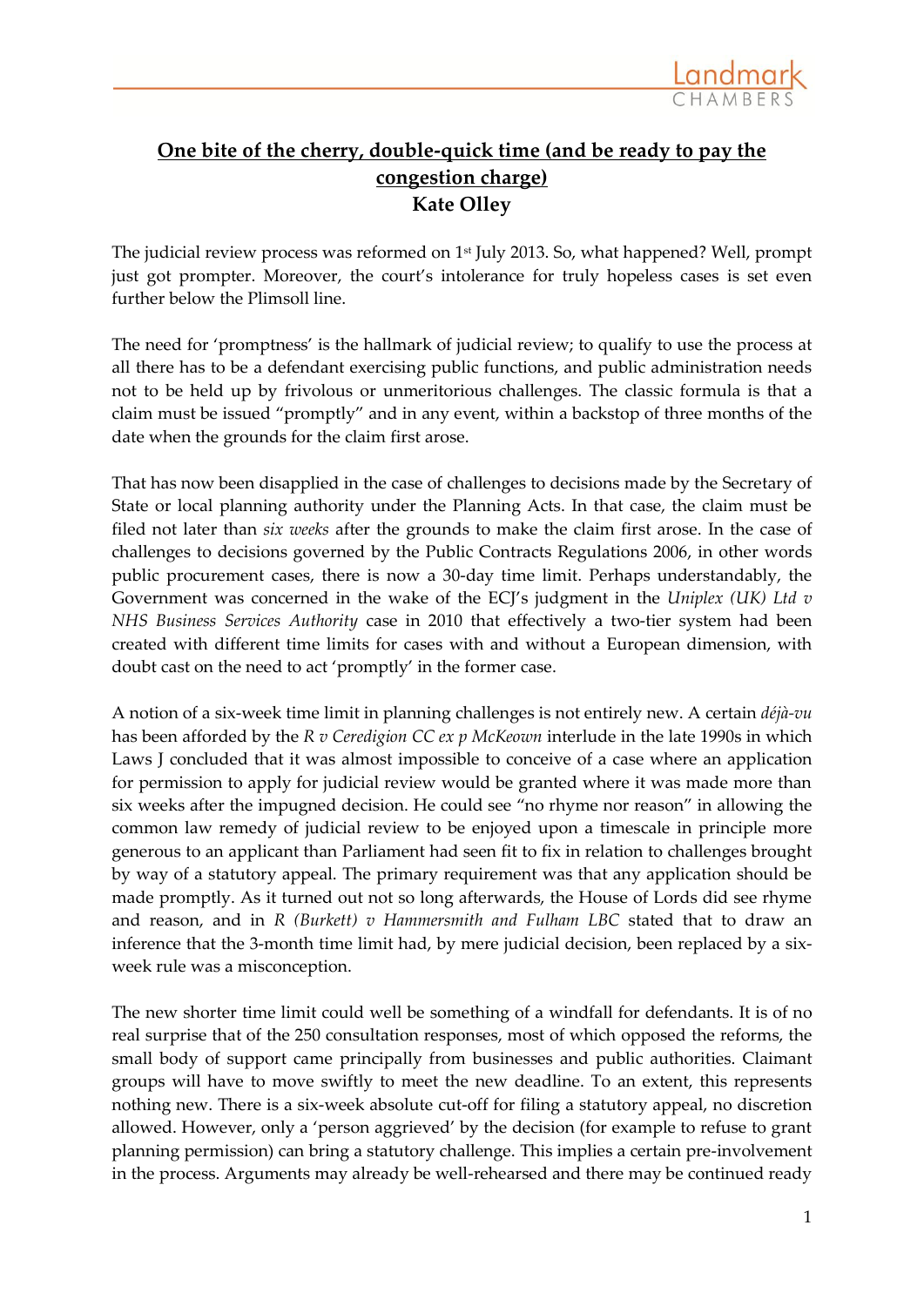# One bite of the cherry, double-quick time (and be ready to pay the congestion charge)

**Kate Olley**

The judicial review process was reformed on 1st July 2013. So, what happened? Well, prompt just got prompter. Moreover, the court's intolerance for truly hopeless cases is set even further below the Plimsoll line.

The need for 'promptness' is the hallmark of judicial review; to qualify to use the process at all there has to be a defendant exercising public functions, and public administration needs not to be held up by frivolous or unmeritorious challenges. The classic formula is that a claim must be issued "promptly" and in any event, within a backstop of three months of the date when the grounds for the claim first arose.

That has now been disapplied in the case of challenges to decisions made by the Secretary of State or local planning authority under the Planning Acts. In that case, the claim must be filed not later than *six weeks* after the grounds to make the claim first arose. In the case of challenges to decisions governed by the Public Contracts Regulations 2006, in other words public procurement cases, there is now a 30-day time limit. Perhaps understandably, the Government was concerned in the wake of the ECJ's judgment in the *Uniplex (UK) Ltd v NHS Business Services Authority* case in 2010 that effectively a two-tier system had been created with different time limits for cases with and without a European dimension, with doubt cast on the need to act 'promptly' in the former case.

A notion of a six-week time limit in planning challenges is not entirely new. A certain *déjà-vu* has been afforded by the *R v Ceredigion CC ex p McKeown* interlude in the late 1990s in which Laws J concluded that it was almost impossible to conceive of a case where an application for permission to apply for judicial review would be granted where it was made more than six weeks after the impugned decision. He could see "no rhyme nor reason" in allowing the common law remedy of judicial review to be enjoyed upon a timescale in principle more generous to an applicant than Parliament had seen fit to fix in relation to challenges brought by way of a statutory appeal. The primary requirement was that any application should be made promptly. As it turned out not so long afterwards, the House of Lords did see rhyme and reason, and in *R (Burkett) v Hammersmith and Fulham LBC* stated that to draw an inference that the 3-month time limit had, by mere judicial decision, been replaced by a six-week rule was a misconception.

The new shorter time limit could well be something of a windfall for defendants. It is of no real surprise that of the 250 consultation responses, most of which opposed the reforms, the small body of support came principally from businesses and public authorities. Claimant groups will have to move swiftly to meet the new deadline. To an extent, this represents nothing new. There is a six-week absolute cut-off for filing a statutory appeal, no discretion allowed. However, only a 'person aggrieved' by the decision (for example to refuse to grant planning permission) can bring a statutory challenge. This implies a certain pre-involvement in the process. Arguments may already be well-rehearsed and there may be continued ready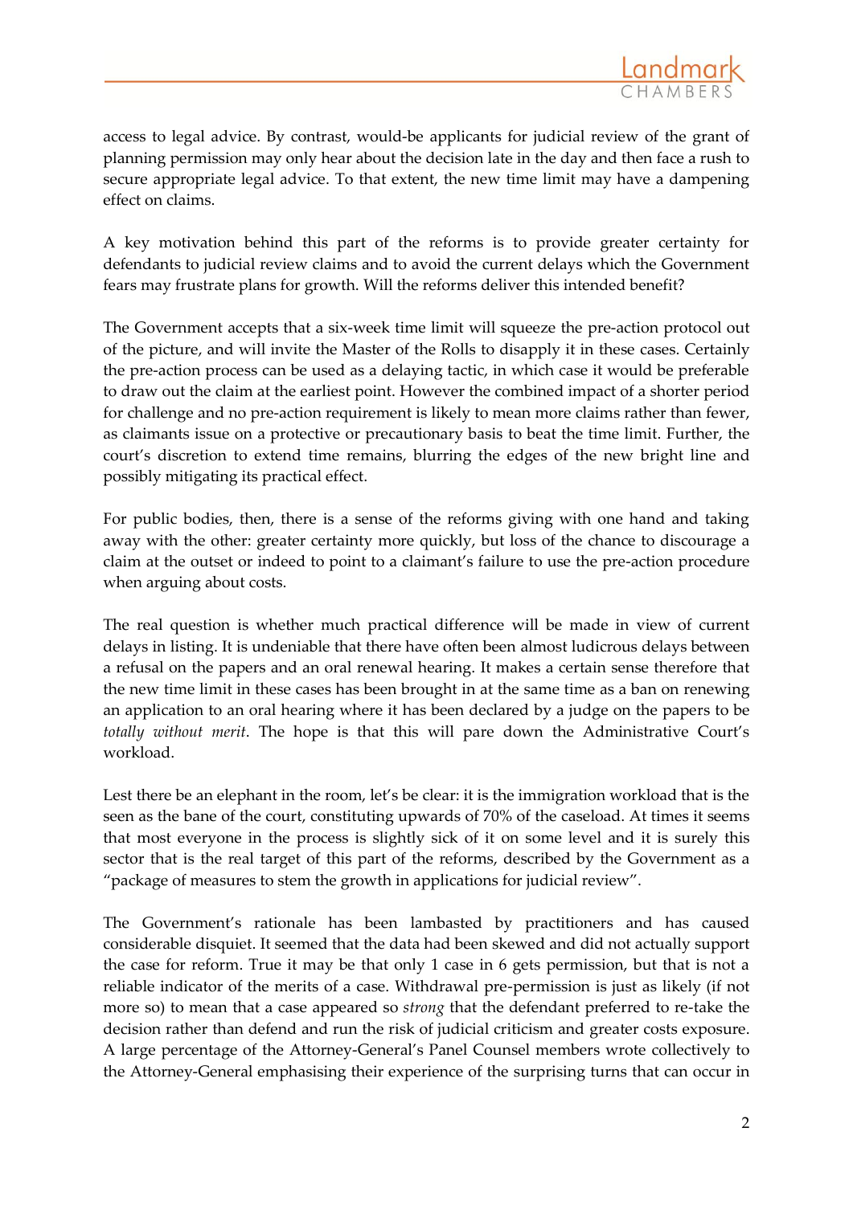access to legal advice. By contrast, would-be applicants for judicial review of the grant of planning permission may only hear about the decision late in the day and then face a rush to secure appropriate legal advice. To that extent, the new time limit may have a dampening effect on claims.

A key motivation behind this part of the reforms is to provide greater certainty for defendants to judicial review claims and to avoid the current delays which the Government fears may frustrate plans for growth. Will the reforms deliver this intended benefit?

The Government accepts that a six-week time limit will squeeze the pre-action protocol out of the picture, and will invite the Master of the Rolls to disapply it in these cases. Certainly the pre-action process can be used as a delaying tactic, in which case it would be preferable to draw out the claim at the earliest point. However the combined impact of a shorter period for challenge and no pre-action requirement is likely to mean more claims rather than fewer, as claimants issue on a protective or precautionary basis to beat the time limit. Further, the court's discretion to extend time remains, blurring the edges of the new bright line and possibly mitigating its practical effect.

For public bodies, then, there is a sense of the reforms giving with one hand and taking away with the other: greater certainty more quickly, but loss of the chance to discourage a claim at the outset or indeed to point to a claimant's failure to use the pre-action procedure when arguing about costs.

The real question is whether much practical difference will be made in view of current delays in listing. It is undeniable that there have often been almost ludicrous delays between a refusal on the papers and an oral renewal hearing. It makes a certain sense therefore that the new time limit in these cases has been brought in at the same time as a ban on renewing an application to an oral hearing where it has been declared by a judge on the papers to be *totally without merit*. The hope is that this will pare down the Administrative Court's workload.

Lest there be an elephant in the room, let's be clear: it is the immigration workload that is the seen as the bane of the court, constituting upwards of 70% of the caseload. At times it seems that most everyone in the process is slightly sick of it on some level and it is surely this sector that is the real target of this part of the reforms, described by the Government as a "package of measures to stem the growth in applications for judicial review".

The Government's rationale has been lambasted by practitioners and has caused considerable disquiet. It seemed that the data had been skewed and did not actually support the case for reform. True it may be that only 1 case in 6 gets permission, but that is not a reliable indicator of the merits of a case. Withdrawal pre-permission is just as likely (if not more so) to mean that a case appeared so *strong* that the defendant preferred to re-take the decision rather than defend and run the risk of judicial criticism and greater costs exposure. A large percentage of the Attorney-General's Panel Counsel members wrote collectively to the Attorney-General emphasising their experience of the surprising turns that can occur in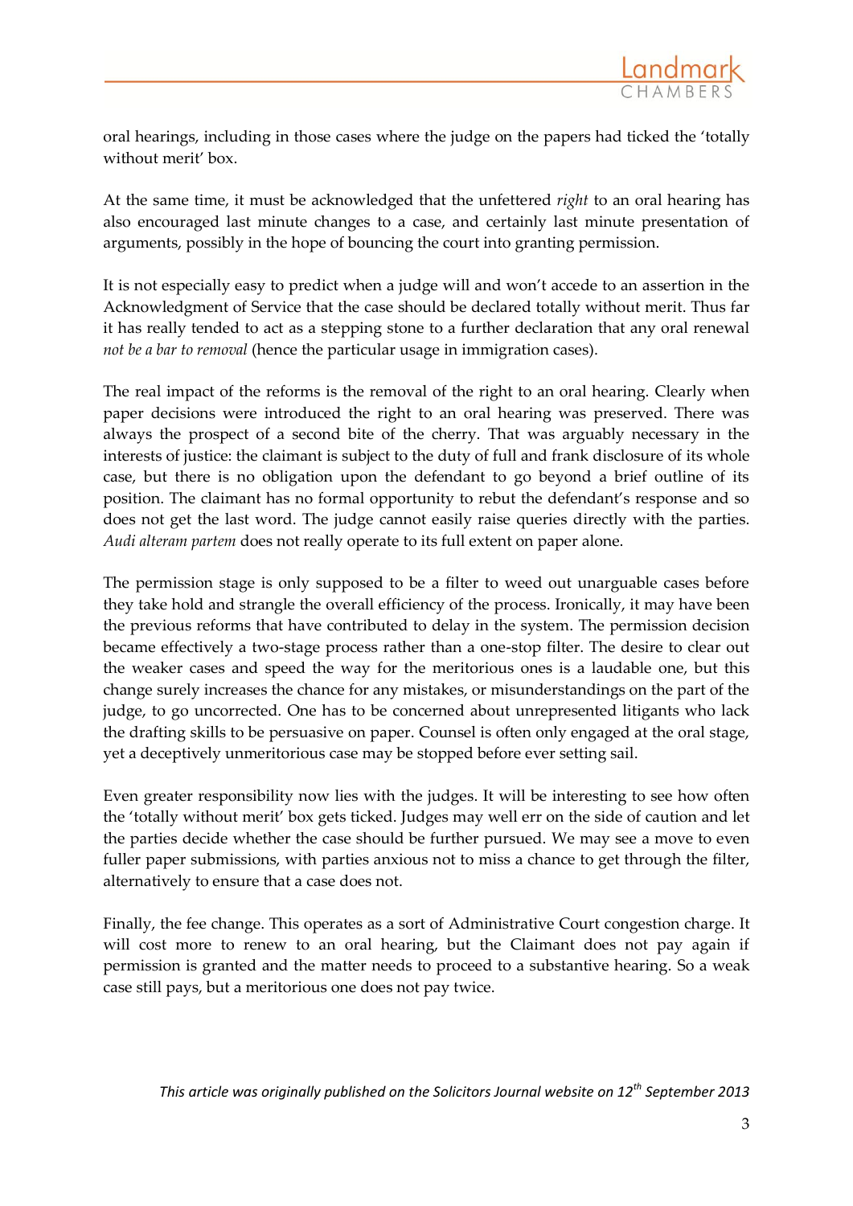oral hearings, including in those cases where the judge on the papers had ticked the 'totally without merit' box.

At the same time, it must be acknowledged that the unfettered *right* to an oral hearing has also encouraged last minute changes to a case, and certainly last minute presentation of arguments, possibly in the hope of bouncing the court into granting permission.

It is not especially easy to predict when a judge will and won't accede to an assertion in the Acknowledgment of Service that the case should be declared totally without merit. Thus far it has really tended to act as a stepping stone to a further declaration that any oral renewal *not be a bar to removal* (hence the particular usage in immigration cases).

The real impact of the reforms is the removal of the right to an oral hearing. Clearly when paper decisions were introduced the right to an oral hearing was preserved. There was always the prospect of a second bite of the cherry. That was arguably necessary in the interests of justice: the claimant is subject to the duty of full and frank disclosure of its whole case, but there is no obligation upon the defendant to go beyond a brief outline of its position. The claimant has no formal opportunity to rebut the defendant's response and so does not get the last word. The judge cannot easily raise queries directly with the parties. *Audi alteram partem* does not really operate to its full extent on paper alone.

The permission stage is only supposed to be a filter to weed out unarguable cases before they take hold and strangle the overall efficiency of the process. Ironically, it may have been the previous reforms that have contributed to delay in the system. The permission decision became effectively a two-stage process rather than a one-stop filter. The desire to clear out the weaker cases and speed the way for the meritorious ones is a laudable one, but this change surely increases the chance for any mistakes, or misunderstandings on the part of the judge, to go uncorrected. One has to be concerned about unrepresented litigants who lack the drafting skills to be persuasive on paper. Counsel is often only engaged at the oral stage, yet a deceptively unmeritorious case may be stopped before ever setting sail.

Even greater responsibility now lies with the judges. It will be interesting to see how often the 'totally without merit' box gets ticked. Judges may well err on the side of caution and let the parties decide whether the case should be further pursued. We may see a move to even fuller paper submissions, with parties anxious not to miss a chance to get through the filter, alternatively to ensure that a case does not.

Finally, the fee change. This operates as a sort of Administrative Court congestion charge. It will cost more to renew to an oral hearing, but the Claimant does not pay again if permission is granted and the matter needs to proceed to a substantive hearing. So a weak case still pays, but a meritorious one does not pay twice.

*This article was originally published on the Solicitors Journal website on 12th September 2013*